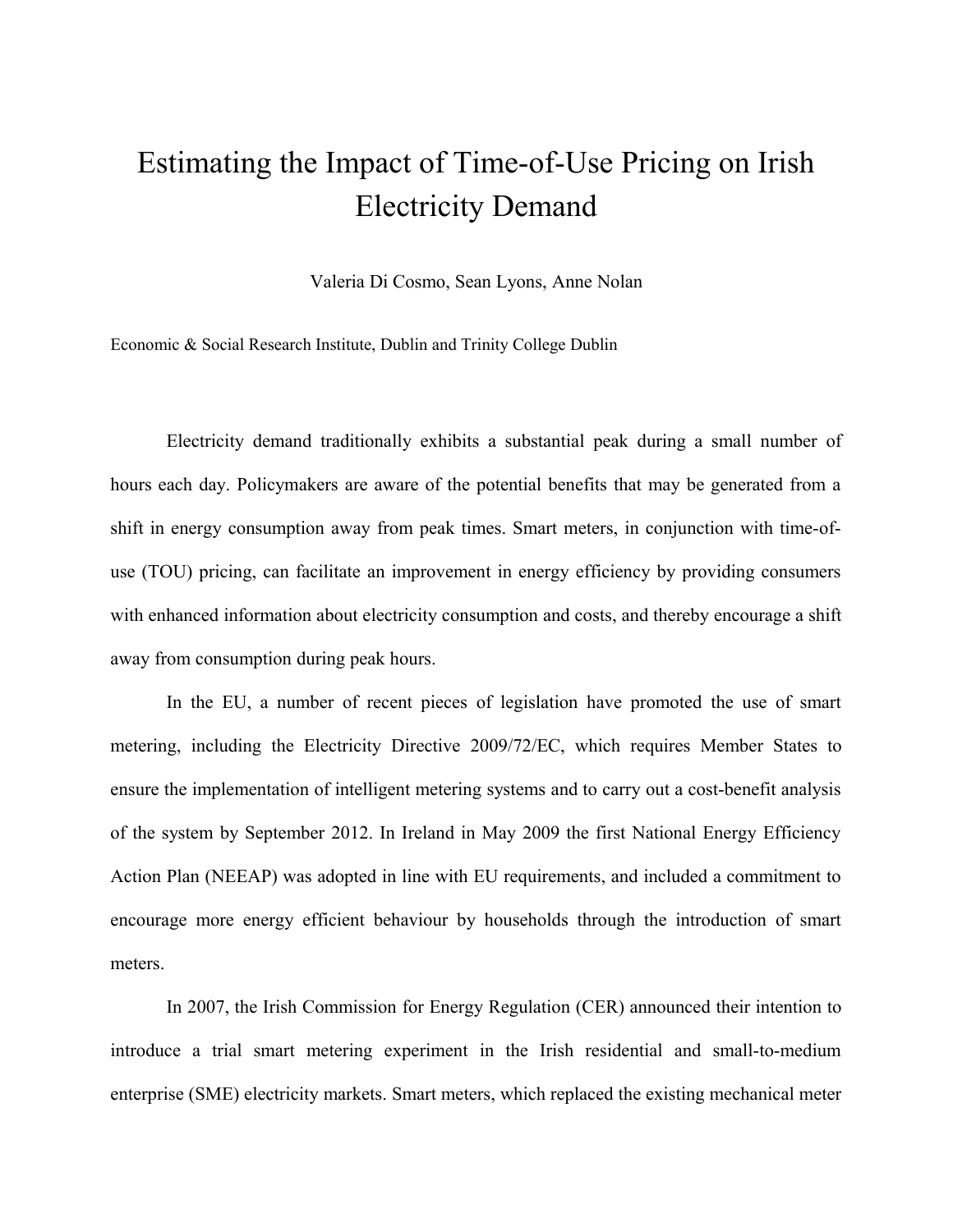# Estimating the Impact of Time-of-Use Pricing on Irish Electricity Demand

Valeria Di Cosmo, Sean Lyons, Anne Nolan

Economic & Social Research Institute, Dublin and Trinity College Dublin

Electricity demand traditionally exhibits a substantial peak during a small number of hours each day. Policymakers are aware of the potential benefits that may be generated from a shift in energy consumption away from peak times. Smart meters, in conjunction with time-of-use (TOU) pricing, can facilitate an improvement in energy efficiency by providing consumers with enhanced information about electricity consumption and costs, and thereby encourage a shift away from consumption during peak hours.

In the EU, a number of recent pieces of legislation have promoted the use of smart metering, including the Electricity Directive 2009/72/EC, which requires Member States to ensure the implementation of intelligent metering systems and to carry out a cost-benefit analysis of the system by September 2012. In Ireland in May 2009 the first National Energy Efficiency Action Plan (NEEAP) was adopted in line with EU requirements, and included a commitment to encourage more energy efficient behaviour by households through the introduction of smart meters.

In 2007, the Irish Commission for Energy Regulation (CER) announced their intention to introduce a trial smart metering experiment in the Irish residential and small-to-medium enterprise (SME) electricity markets. Smart meters, which replaced the existing mechanical meter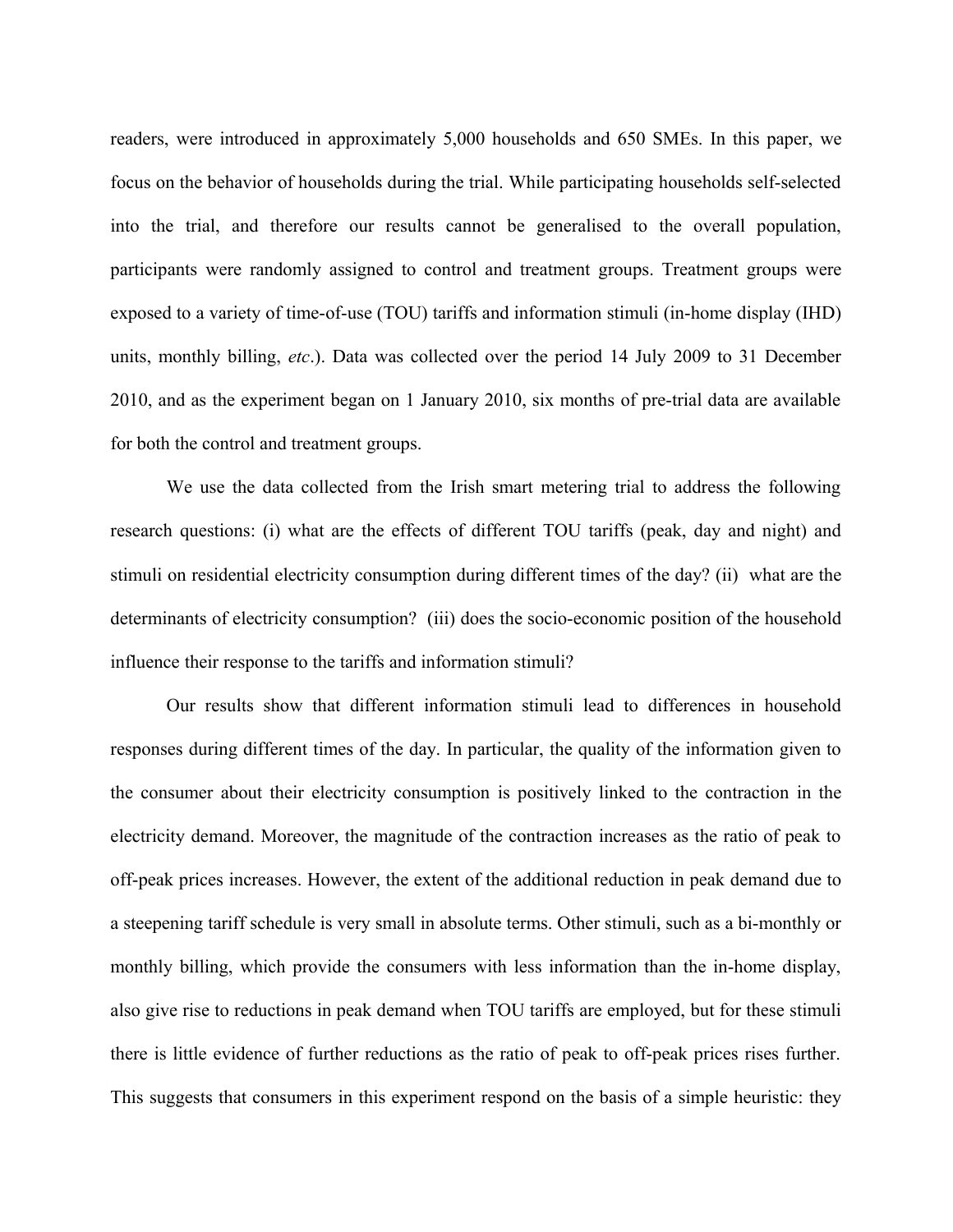readers, were introduced in approximately 5,000 households and 650 SMEs. In this paper, we focus on the behavior of households during the trial. While participating households self-selected into the trial, and therefore our results cannot be generalised to the overall population, participants were randomly assigned to control and treatment groups. Treatment groups were exposed to a variety of time-of-use (TOU) tariffs and information stimuli (in-home display (IHD) units, monthly billing, *etc*.). Data was collected over the period 14 July 2009 to 31 December 2010, and as the experiment began on 1 January 2010, six months of pre-trial data are available for both the control and treatment groups.

We use the data collected from the Irish smart metering trial to address the following research questions: (i) what are the effects of different TOU tariffs (peak, day and night) and stimuli on residential electricity consumption during different times of the day? (ii) what are the determinants of electricity consumption? (iii) does the socio-economic position of the household influence their response to the tariffs and information stimuli?

Our results show that different information stimuli lead to differences in household responses during different times of the day. In particular, the quality of the information given to the consumer about their electricity consumption is positively linked to the contraction in the electricity demand. Moreover, the magnitude of the contraction increases as the ratio of peak to off-peak prices increases. However, the extent of the additional reduction in peak demand due to a steepening tariff schedule is very small in absolute terms. Other stimuli, such as a bi-monthly or monthly billing, which provide the consumers with less information than the in-home display, also give rise to reductions in peak demand when TOU tariffs are employed, but for these stimuli there is little evidence of further reductions as the ratio of peak to off-peak prices rises further. This suggests that consumers in this experiment respond on the basis of a simple heuristic: they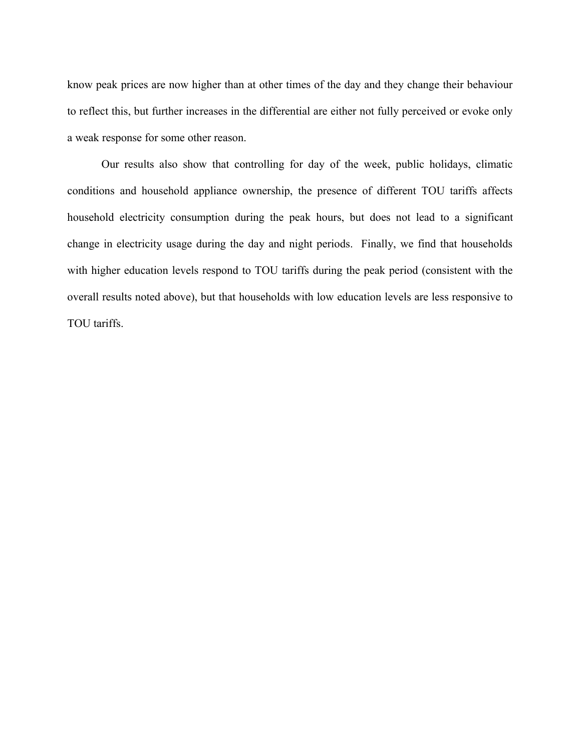know peak prices are now higher than at other times of the day and they change their behaviour to reflect this, but further increases in the differential are either not fully perceived or evoke only a weak response for some other reason.

Our results also show that controlling for day of the week, public holidays, climatic conditions and household appliance ownership, the presence of different TOU tariffs affects household electricity consumption during the peak hours, but does not lead to a significant change in electricity usage during the day and night periods. Finally, we find that households with higher education levels respond to TOU tariffs during the peak period (consistent with the overall results noted above), but that households with low education levels are less responsive to TOU tariffs.